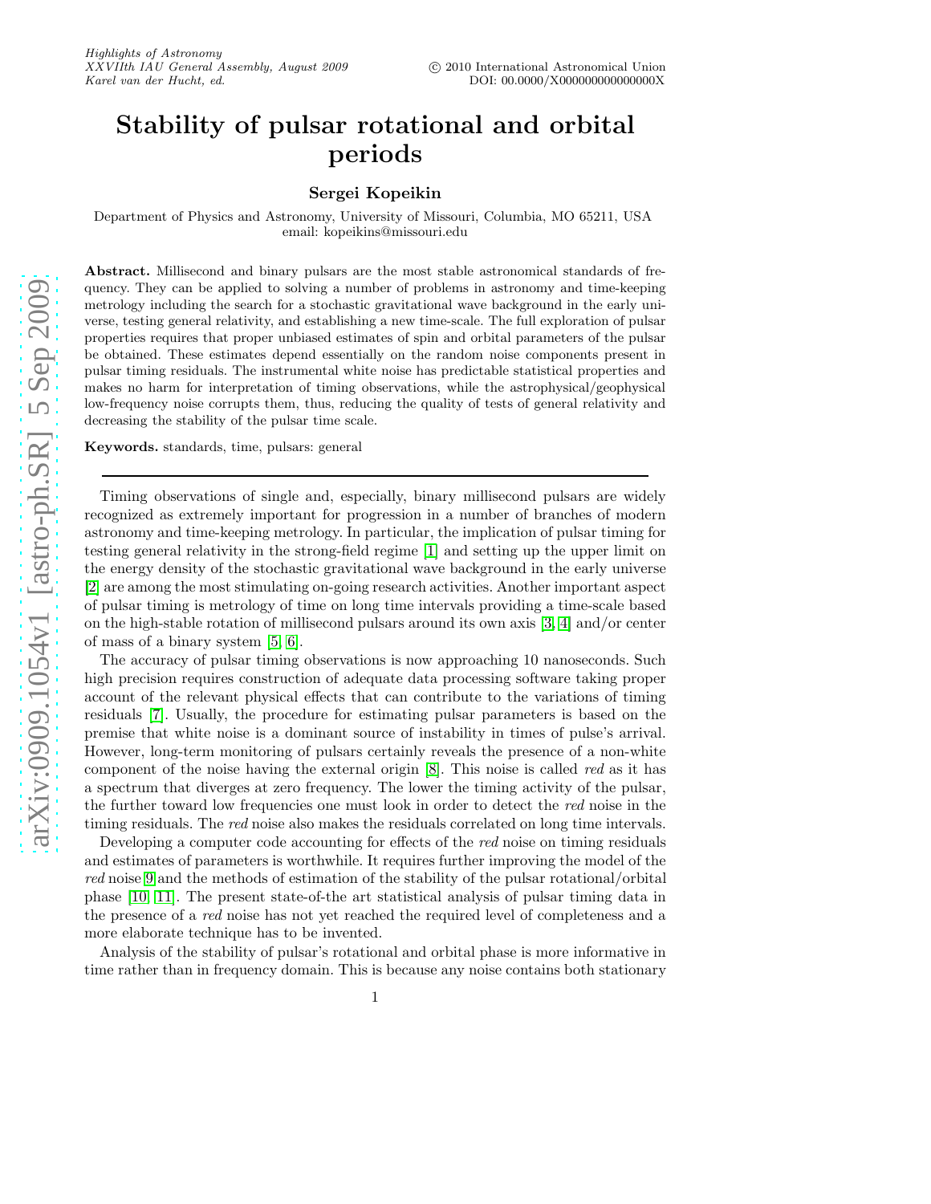# Stability of pulsar rotational and orbital periods

**Sergei Kopeikin**

Department of Physics and Astronomy, University of Missouri, Columbia, MO 65211, USA
email: kopeikins@missouri.edu

**Abstract.** Millisecond and binary pulsars are the most stable astronomical standards of frequency. They can be applied to solving a number of problems in astronomy and time-keeping metrology including the search for a stochastic gravitational wave background in the early universe, testing general relativity, and establishing a new time-scale. The full exploration of pulsar properties requires that proper unbiased estimates of spin and orbital parameters of the pulsar be obtained. These estimates depend essentially on the random noise components present in pulsar timing residuals. The instrumental white noise has predictable statistical properties and makes no harm for interpretation of timing observations, while the astrophysical/geophysical low-frequency noise corrupts them, thus, reducing the quality of tests of general relativity and decreasing the stability of the pulsar time scale.

**Keywords.** standards, time, pulsars: general

---

Timing observations of single and, especially, binary millisecond pulsars are widely recognized as extremely important for progression in a number of branches of modern astronomy and time-keeping metrology. In particular, the implication of pulsar timing for testing general relativity in the strong-field regime [1] and setting up the upper limit on the energy density of the stochastic gravitational wave background in the early universe [2] are among the most stimulating on-going research activities. Another important aspect of pulsar timing is metrology of time on long time intervals providing a time-scale based on the high-stable rotation of millisecond pulsars around its own axis [3, 4] and/or center of mass of a binary system [5, 6].

The accuracy of pulsar timing observations is now approaching 10 nanoseconds. Such high precision requires construction of adequate data processing software taking proper account of the relevant physical effects that can contribute to the variations of timing residuals [7]. Usually, the procedure for estimating pulsar parameters is based on the premise that white noise is a dominant source of instability in times of pulse's arrival. However, long-term monitoring of pulsars certainly reveals the presence of a non-white component of the noise having the external origin [8]. This noise is called *red* as it has a spectrum that diverges at zero frequency. The lower the timing activity of the pulsar, the further toward low frequencies one must look in order to detect the *red* noise in the timing residuals. The *red* noise also makes the residuals correlated on long time intervals.

Developing a computer code accounting for effects of the *red* noise on timing residuals and estimates of parameters is worthwhile. It requires further improving the model of the *red* noise 9 and the methods of estimation of the stability of the pulsar rotational/orbital phase [10, 11]. The present state-of-the art statistical analysis of pulsar timing data in the presence of a *red* noise has not yet reached the required level of completeness and a more elaborate technique has to be invented.

Analysis of the stability of pulsar's rotational and orbital phase is more informative in time rather than in frequency domain. This is because any noise contains both stationary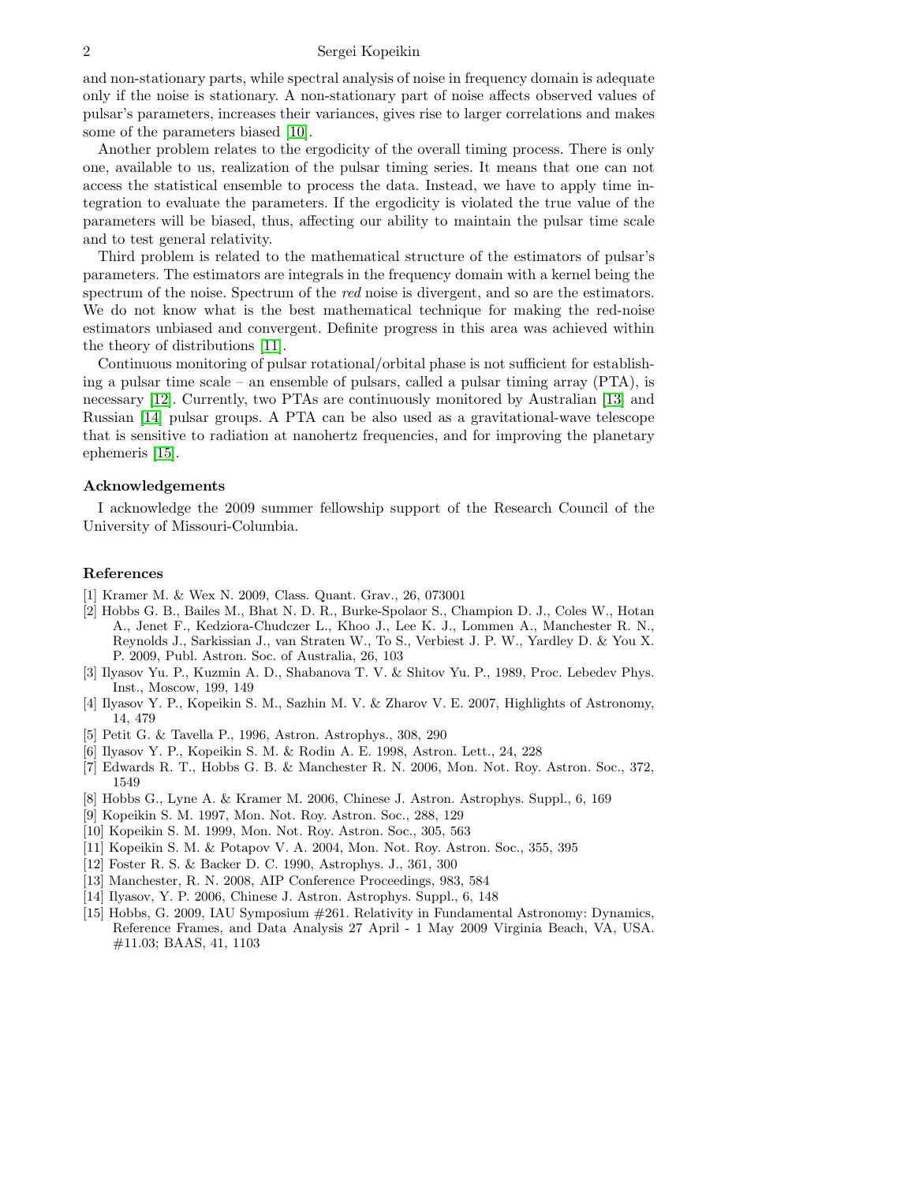and non-stationary parts, while spectral analysis of noise in frequency domain is adequate only if the noise is stationary. A non-stationary part of noise affects observed values of pulsar's parameters, increases their variances, gives rise to larger correlations and makes some of the parameters biased [10].

Another problem relates to the ergodicity of the overall timing process. There is only one, available to us, realization of the pulsar timing series. It means that one can not access the statistical ensemble to process the data. Instead, we have to apply time integration to evaluate the parameters. If the ergodicity is violated the true value of the parameters will be biased, thus, affecting our ability to maintain the pulsar time scale and to test general relativity.

Third problem is related to the mathematical structure of the estimators of pulsar's parameters. The estimators are integrals in the frequency domain with a kernel being the spectrum of the noise. Spectrum of the *red* noise is divergent, and so are the estimators. We do not know what is the best mathematical technique for making the red-noise estimators unbiased and convergent. Definite progress in this area was achieved within the theory of distributions [11].

Continuous monitoring of pulsar rotational/orbital phase is not sufficient for establishing a pulsar time scale – an ensemble of pulsars, called a pulsar timing array (PTA), is necessary [12]. Currently, two PTAs are continuously monitored by Australian [13] and Russian [14] pulsar groups. A PTA can be also used as a gravitational-wave telescope that is sensitive to radiation at nanohertz frequencies, and for improving the planetary ephemeris [15].

### Acknowledgements

I acknowledge the 2009 summer fellowship support of the Research Council of the University of Missouri-Columbia.

### References

[1] Kramer M. & Wex N. 2009, Class. Quant. Grav., 26, 073001

[2] Hobbs G. B., Bailes M., Bhat N. D. R., Burke-Spolaor S., Champion D. J., Coles W., Hotan A., Jenet F., Kedziora-Chudczer L., Khoo J., Lee K. J., Lommen A., Manchester R. N., Reynolds J., Sarkissian J., van Straten W., To S., Verbiest J. P. W., Yardley D. & You X. P. 2009, Publ. Astron. Soc. of Australia, 26, 103

[3] Ilyasov Yu. P., Kuzmin A. D., Shabanova T. V. & Shitov Yu. P., 1989, Proc. Lebedev Phys. Inst., Moscow, 199, 149

[4] Ilyasov Y. P., Kopeikin S. M., Sazhin M. V. & Zharov V. E. 2007, Highlights of Astronomy, 14, 479

[5] Petit G. & Tavella P., 1996, Astron. Astrophys., 308, 290

[6] Ilyasov Y. P., Kopeikin S. M. & Rodin A. E. 1998, Astron. Lett., 24, 228

[7] Edwards R. T., Hobbs G. B. & Manchester R. N. 2006, Mon. Not. Roy. Astron. Soc., 372, 1549

[8] Hobbs G., Lyne A. & Kramer M. 2006, Chinese J. Astron. Astrophys. Suppl., 6, 169

[9] Kopeikin S. M. 1997, Mon. Not. Roy. Astron. Soc., 288, 129

[10] Kopeikin S. M. 1999, Mon. Not. Roy. Astron. Soc., 305, 563

[11] Kopeikin S. M. & Potapov V. A. 2004, Mon. Not. Roy. Astron. Soc., 355, 395

[12] Foster R. S. & Backer D. C. 1990, Astrophys. J., 361, 300

[13] Manchester, R. N. 2008, AIP Conference Proceedings, 983, 584

[14] Ilyasov, Y. P. 2006, Chinese J. Astron. Astrophys. Suppl., 6, 148

[15] Hobbs, G. 2009, IAU Symposium #261. Relativity in Fundamental Astronomy: Dynamics, Reference Frames, and Data Analysis 27 April - 1 May 2009 Virginia Beach, VA, USA. #11.03; BAAS, 41, 1103